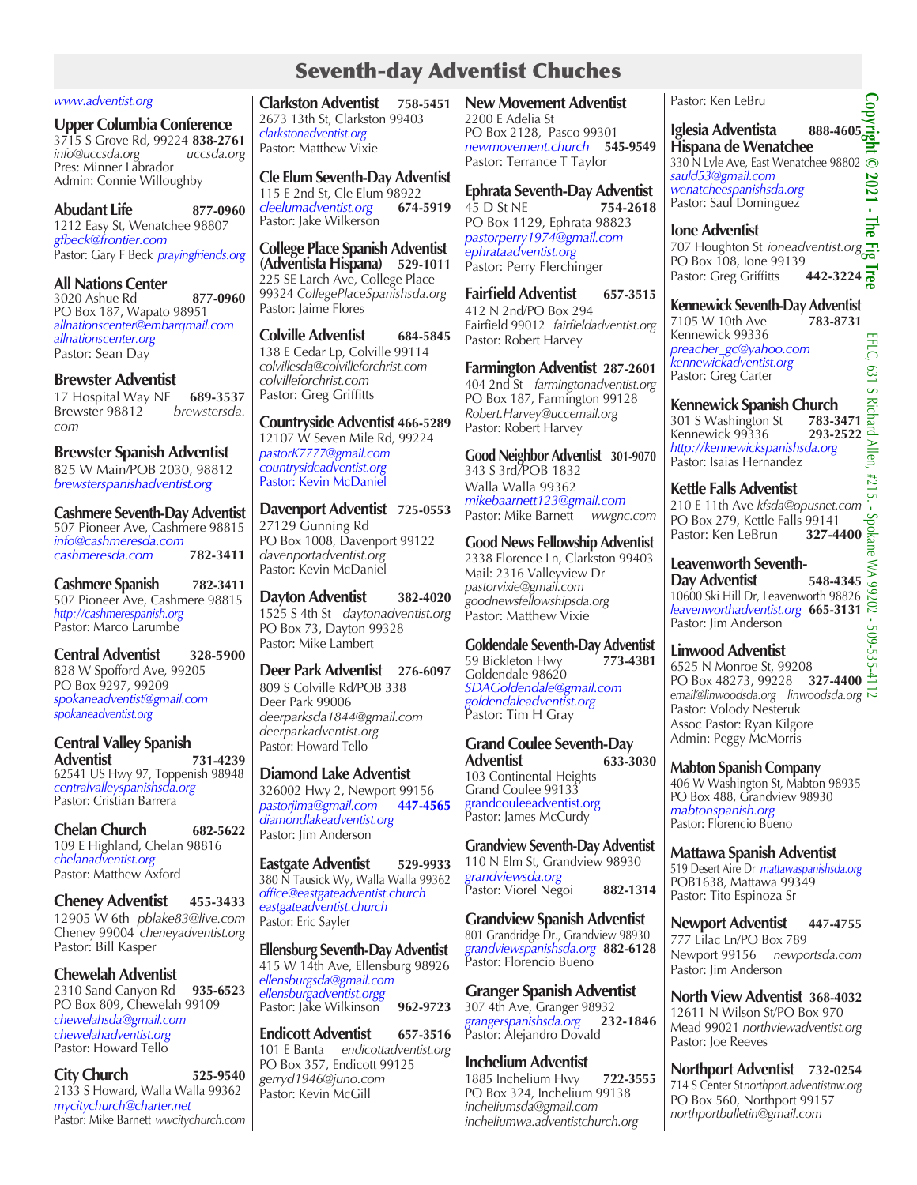# Seventh-day Adventist Chuches

www.adventist.org

**Upper Columbia Conference**
3715 S Grove Rd, 99224 **838-2761**
info@uccsda.org uccsda.org
Pres: Minner Labrador
Admin: Connie Willoughby

**Abudant Life** **877-0960**
1212 Easy St, Wenatchee 98807
gfbeck@frontier.com
Pastor: Gary F Beck prayingfriends.org

**All Nations Center**
3020 Ashue Rd **877-0960**
PO Box 187, Wapato 98951
allnationscenter@embarqmail.com
allnationscenter.org
Pastor: Sean Day

**Brewster Adventist**
17 Hospital Way NE **689-3537**
Brewster 98812 brewstersda.com

**Brewster Spanish Adventist**
825 W Main/POB 2030, 98812
brewsterspanishadventist.org

**Cashmere Seventh-Day Adventist**
507 Pioneer Ave, Cashmere 98815
info@cashmeresda.com
cashmeresda.com **782-3411**

**Cashmere Spanish** **782-3411**
507 Pioneer Ave, Cashmere 98815
http://cashmerespanish.org
Pastor: Marco Larumbe

**Central Adventist** **328-5900**
828 W Spofford Ave, 99205
PO Box 9297, 99209
spokaneadventist@gmail.com
spokaneadventist.org

**Central Valley Spanish Adventist** **731-4239**
62541 US Hwy 97, Toppenish 98948
centralvalleyspanishsda.org
Pastor: Cristian Barrera

**Chelan Church** **682-5622**
109 E Highland, Chelan 98816
chelanadventist.org
Pastor: Matthew Axford

**Cheney Adventist** **455-3433**
12905 W 6th pblake83@live.com
Cheney 99004 cheneyadventist.org
Pastor: Bill Kasper

**Chewelah Adventist**
2310 Sand Canyon Rd **935-6523**
PO Box 809, Chewelah 99109
chewelahsda@gmail.com
chewelahadventist.org
Pastor: Howard Tello

**City Church** **525-9540**
2133 S Howard, Walla Walla 99362
mycitychurch@charter.net
Pastor: Mike Barnett wwcitychurch.com

**Clarkston Adventist** **758-5451**
2673 13th St, Clarkston 99403
clarkstonadventist.org
Pastor: Matthew Vixie

**Cle Elum Seventh-Day Adventist**
115 E 2nd St, Cle Elum 98922
cleelumadventist.org **674-5919**
Pastor: Jake Wilkerson

**College Place Spanish Adventist (Adventista Hispana)** **529-1011**
225 SE Larch Ave, College Place 99324 CollegePlaceSpanishsda.org
Pastor: Jaime Flores

**Colville Adventist** **684-5845**
138 E Cedar Lp, Colville 99114
colvillesda@colvilleforchrist.com
colvilleforchrist.com
Pastor: Greg Griffitts

**Countryside Adventist** **466-5289**
12107 W Seven Mile Rd, 99224
pastorK7777@gmail.com
countrysideadventist.org
Pastor: Kevin McDaniel

**Davenport Adventist** **725-0553**
27129 Gunning Rd
PO Box 1008, Davenport 99122
davenportadventist.org
Pastor: Kevin McDaniel

**Dayton Adventist** **382-4020**
1525 S 4th St daytonadventist.org
PO Box 73, Dayton 99328
Pastor: Mike Lambert

**Deer Park Adventist** **276-6097**
809 S Colville Rd/POB 338
Deer Park 99006
deerparksda1844@gmail.com
deerparkadventist.org
Pastor: Howard Tello

**Diamond Lake Adventist**
326002 Hwy 2, Newport 99156
pastorjima@gmail.com **447-4565**
diamondlakeadventist.org
Pastor: Jim Anderson

**Eastgate Adventist** **529-9933**
380 N Tausick Wy, Walla Walla 99362
office@eastgateadventist.church
eastgateadventist.church
Pastor: Eric Sayler

**Ellensburg Seventh-Day Adventist**
415 W 14th Ave, Ellensburg 98926
ellensburgsda@gmail.com
ellensburgadventist.orgg
Pastor: Jake Wilkinson **962-9723**

**Endicott Adventist** **657-3516**
101 E Banta endicottadventist.org
PO Box 357, Endicott 99125
gerryd1946@juno.com
Pastor: Kevin McGill

**New Movement Adventist**
2200 E Adelia St
PO Box 2128, Pasco 99301
newmovement.church **545-9549**
Pastor: Terrance T Taylor

**Ephrata Seventh-Day Adventist**
45 D St NE **754-2618**
PO Box 1129, Ephrata 98823
pastorperry1974@gmail.com
ephrataadventist.org
Pastor: Perry Flerchinger

**Fairfield Adventist** **657-3515**
412 N 2nd/PO Box 294
Fairfield 99012 fairfieldadventist.org
Pastor: Robert Harvey

**Farmington Adventist** **287-2601**
404 2nd St farmingtonadventist.org
PO Box 187, Farmington 99128
Robert.Harvey@uccemail.org
Pastor: Robert Harvey

**Good Neighbor Adventist** **301-9070**
343 S 3rd/POB 1832
Walla Walla 99362
mikebaarnett123@gmail.com
Pastor: Mike Barnett wwgnc.com

**Good News Fellowship Adventist**
2338 Florence Ln, Clarkston 99403
Mail: 2316 Valleyview Dr
pastorvixie@gmail.com
goodnewsfellowshipsda.org
Pastor: Matthew Vixie

**Goldendale Seventh-Day Adventist**
59 Bickleton Hwy **773-4381**
Goldendale 98620
SDAGoldendale@gmail.com
goldendaleadventist.org
Pastor: Tim H Gray

**Grand Coulee Seventh-Day Adventist** **633-3030**
103 Continental Heights
Grand Coulee 99133
grandcouleeadventist.org
Pastor: James McCurdy

**Grandview Seventh-Day Adventist**
110 N Elm St, Grandview 98930
grandviewsda.org
Pastor: Viorel Negoi **882-1314**

**Grandview Spanish Adventist**
801 Grandridge Dr., Grandview 98930
grandviewspanishsda.org **882-6128**
Pastor: Florencio Bueno

**Granger Spanish Adventist**
307 4th Ave, Granger 98932
grangerspanishsda.org **232-1846**
Pastor: Alejandro Dovald

**Inchelium Adventist**
1885 Inchelium Hwy **722-3555**
PO Box 324, Inchelium 99138
incheliumsda@gmail.com
incheliumwa.adventistchurch.org

Pastor: Ken LeBru

**Iglesia Adventista Hispana de Wenatchee** **888-4605**
330 N Lyle Ave, East Wenatchee 98802
sauld53@gmail.com
wenatcheespanishsda.org
Pastor: Saul Dominguez

**Ione Adventist**
707 Houghton St ioneadventist.org
PO Box 108, Ione 99139
Pastor: Greg Griffitts **442-3224**

**Kennewick Seventh-Day Adventist**
7105 W 10th Ave **783-8731**
Kennewick 99336
preacher_gc@yahoo.com
kennewickadventist.org
Pastor: Greg Carter

**Kennewick Spanish Church**
301 S Washington St **783-3471**
Kennewick 99336 **293-2522**
http://kennewickspanishsda.org
Pastor: Isaias Hernandez

**Kettle Falls Adventist**
210 E 11th Ave kfsda@opusnet.com
PO Box 279, Kettle Falls 99141
Pastor: Ken LeBrun **327-4400**

**Leavenworth Seventh-Day Adventist** **548-4345**
10600 Ski Hill Dr, Leavenworth 98826
leavenworthadventist.org **665-3131**
Pastor: Jim Anderson

**Linwood Adventist**
6525 N Monroe St, 99208
PO Box 48273, 99228 **327-4400**
email@linwoodsda.org linwoodsda.org
Pastor: Volody Nesteruk
Assoc Pastor: Ryan Kilgore
Admin: Peggy McMorris

**Mabton Spanish Company**
406 W Washington St, Mabton 98935
PO Box 488, Grandview 98930
mabtonspanish.org
Pastor: Florencio Bueno

**Mattawa Spanish Adventist**
519 Desert Aire Dr mattawaspanishsda.org
POB1638, Mattawa 99349
Pastor: Tito Espinoza Sr

**Newport Adventist** **447-4755**
777 Lilac Ln/PO Box 789
Newport 99156 newportsda.com
Pastor: Jim Anderson

**North View Adventist** **368-4032**
12611 N Wilson St/PO Box 970
Mead 99021 northviewadventist.org
Pastor: Joe Reeves

**Northport Adventist** **732-0254**
714 S Center St northport.adventistnw.org
PO Box 560, Northport 99157
northportbulletin@gmail.com

Copyright © 2021 - The Fig Tree
EFLC, 631 S Richard Allen, #215, - Spokane WA 99202 - 509-535-4112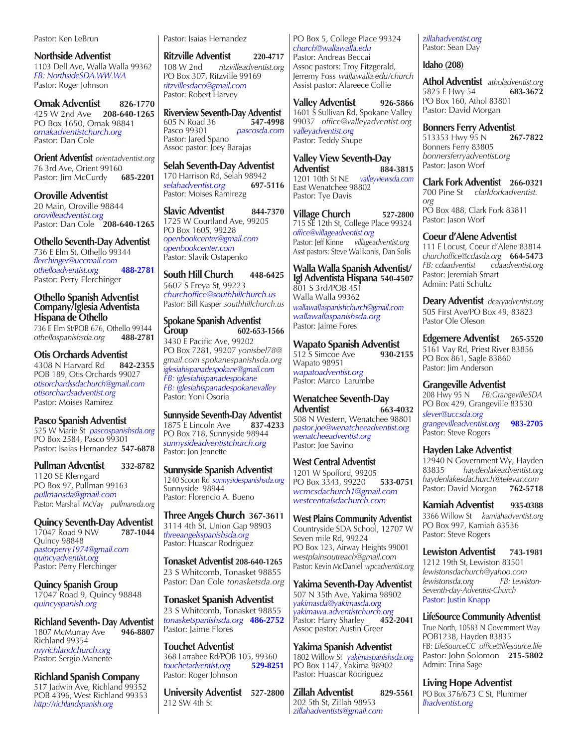Pastor: Ken LeBrun

**Northside Adventist**
1103 Dell Ave, Walla Walla 99362
*FB: NorthsideSDA.WW.WA*
Pastor: Roger Johnson

**Omak Adventist** **826-1770**
425 W 2nd Ave **208-640-1265**
PO Box 1650, Omak 98841
*omakadventistchurch.org*
Pastor: Dan Cole

**Orient Adventist** *orientadventist.org*
76 3rd Ave, Orient 99160
Pastor: Jim McCurdy **685-2201**

**Oroville Adventist**
20 Main, Oroville 98844
*orovilleadventist.org*
Pastor: Dan Cole **208-640-1265**

**Othello Seventh-Day Adventist**
736 E Elm St, Othello 99344
*flerchinger@uccmail.com*
*othelloadventist.org* **488-2781**
Pastor: Perry Flerchinger

**Othello Spanish Adventist Company/Iglesia Adventista Hispana de Othello**
736 E Elm St/POB 676, Othello 99344
*othellospanishsda.org* **488-2781**

**Otis Orchards Adventist**
4308 N Harvard Rd **842-2355**
POB 189, Otis Orchards 99027
*otisorchardssdachurch@gmail.com*
*otisorchardsadventist.org*
Pastor: Moises Ramirez

**Pasco Spanish Adventist**
525 W Marie St *pascospanishsda.org*
PO Box 2584, Pasco 99301
Pastor: Isaias Hernandez **547-6878**

**Pullman Adventist** **332-8782**
1120 SE Klemgard
PO Box 97, Pullman 99163
*pullmansda@gmail.com*
Pastor: Marshall McVay *pullmansda.org*

**Quincy Seventh-Day Adventist**
17047 Road 9 NW **787-1044**
Quincy 98848
*pastorperry1974@gmail.com*
*quincyadventist.org*
Pastor: Perry Flerchinger

**Quincy Spanish Group**
17047 Road 9, Quincy 98848
*quincyspanish.org*

**Richland Seventh- Day Adventist**
1807 McMurray Ave **946-8807**
Richland 99354
*myrichlandchurch.org*
Pastor: Sergio Manente

**Richland Spanish Company**
517 Jadwin Ave, Richland 99352
POB 4396, West Richland 99353
*http://richlandspanish.org*

Pastor: Isaias Hernandez

**Ritzville Adventist** **220-4717**
108 W 2nd *ritzvilleadventist.org*
PO Box 307, Ritzville 99169
*ritzvillesdaco@gmail.com*
Pastor: Robert Harvey

**Riverview Seventh-Day Adventist**
605 N Road 36 **547-4998**
Pasco 99301 *pascosda.com*
Pastor: Jared Spano
Assoc pastor: Joey Barajas

**Selah Seventh-Day Adventist**
170 Harrison Rd, Selah 98942
*selahadventist.org* **697-5116**
Pastor: Moises Ramirezg

**Slavic Adventist** **844-7370**
1725 W Courtland Ave, 99205
PO Box 1605, 99228
*openbookcenter@gmail.com*
*openbookcenter.com*
Pastor: Slavik Ostapenko

**South Hill Church** **448-6425**
5607 S Freya St, 99223
*churchoffice@southhillchurch.us*
Pastor: Bill Kasper *southhillchurch.us*

**Spokane Spanish Adventist Group** **602-653-1566**
3430 E Pacific Ave, 99202
PO Box 7281, 99207 *yonisbel78@gmail.com spokanespanishsda.org*
*iglesiahispanadespokane@gmail.com*
*FB: iglesiahispanadespokane*
*FB: iglesiahispanadespokanevalley*
Pastor: Yoni Osoria

**Sunnyside Seventh-Day Adventist**
1875 E Lincoln Ave **837-4233**
PO Box 718, Sunnyside 98944
*sunnysideadventistchurch.org*
Pastor: Jon Jennette

**Sunnyside Spanish Adventist**
1240 Scoon Rd *sunnysidespanishsda.org*
Sunnyside 98944
Pastor: Florencio A. Bueno

**Three Angels Church** **367-3611**
3114 4th St, Union Gap 98903
*threeangelsspanishsda.org*
Pastor: Huascar Rodriguez

**Tonasket Adventist** **208-640-1265**
23 S Whitcomb, Tonasket 98855
Pastor: Dan Cole *tonasketsda.org*

**Tonasket Spanish Adventist**
23 S Whitcomb, Tonasket 98855
*tonasketspanishsda.org* **486-2752**
Pastor: Jaime Flores

**Touchet Adventist**
368 Larrabee Rd/POB 105, 99360
*touchetadventist.org* **529-8251**
Pastor: Roger Johnson

**University Adventist** **527-2800**
212 SW 4th St
PO Box 5, College Place 99324
*church@wallawalla.edu*
Pastor: Andreas Beccai
Assoc pastors: Troy Fitzgerald, Jerremy Foss *wallawalla.edu/church*
Assist pastor: Alareece Collie

**Valley Adventist** **926-5866**
1601 S Sullivan Rd, Spokane Valley 99037 *office@valleyadventist.org*
*valleyadventist.org*
Pastor: Teddy Shupe

**Valley View Seventh-Day Adventist** **884-3815**
1201 10th St NE *valleyviewsda.com*
East Wenatchee 98802
Pastor: Tye Davis

**Village Church** **527-2800**
715 SE 12th St, College Place 99324
*office@villageadventist.org*
Pastor: Jeff Kinne *villageadventist.org*
Asst pastors: Steve Walikonis, Dan Solis

**Walla Walla Spanish Adventist/ Igl Adventista Hispana** **540-4507**
801 S 3rd/POB 451
Walla Walla 99362
*wallawallaspanishchurch@gmail.com*
*wallawallaspanishsda.org*
Pastor: Jaime Fores

**Wapato Spanish Adventist**
512 S Simcoe Ave **930-2155**
Wapato 98951
*wapatoadventist.org*
Pastor: Marco Larumbe

**Wenatchee Seventh-Day Adventist** **663-4032**
508 N Western, Wenatchee 98801
*pastor.joe@wenatcheeadventist.org*
*wenatcheeadventist.org*
Pastor: Joe Savino

**West Central Adventist**
1201 W Spofford, 99205
PO Box 3343, 99220 **533-0751**
*wcmcsdachurch1@gmail.com*
*westcentralsdachurch.com*

**West Plains Community Adventist**
Countryside SDA School, 12707 W Seven mile Rd, 99224
PO Box 123, Airway Heights 99001
*westplainsoutreach@gmail.com*
Pastor: Kevin McDaniel *wpcadventist.org*

**Yakima Seventh-Day Adventist**
507 N 35th Ave, Yakima 98902
*yakimasda@yakimasda.org*
*yakimawa.adventistchurch.org*
Pastor: Harry Sharley **452-2041**
Assoc pastor: Austin Greer

**Yakima Spanish Adventist**
1802 Willow St *yakimaspanishsda.org*
PO Box 1147, Yakima 98902
Pastor: Huascar Rodriguez

**Zillah Adventist** **829-5561**
202 5th St, Zillah 98953
*zillahadventists@gmail.com*
*zillahadventist.org*
Pastor: Sean Day

## Idaho (208)

**Athol Adventist** *atholadventist.org*
5825 E Hwy 54 **683-3672**
PO Box 160, Athol 83801
Pastor: David Morgan

**Bonners Ferry Adventist**
513353 Hwy 95 N **267-7822**
Bonners Ferry 83805
*bonnersferryadventist.org*
Pastor: Jason Worf

**Clark Fork Adventist** **266-0321**
700 Pine St *clarkforkadventist.org*
PO Box 488, Clark Fork 83811
Pastor: Jason Worf

**Coeur d'Alene Adventist**
111 E Locust, Coeur d'Alene 83814
*churchoffice@cdasda.org* **664-5473**
*FB: cdaadventist cdaadventist.org*
Pastor: Jeremiah Smart
Admin: Patti Schultz

**Deary Adventist** *dearyadventist.org*
505 First Ave/PO Box 49, 83823
Pastor Ole Oleson

**Edgemere Adventist** **265-5520**
5161 Vay Rd, Priest River 83856
PO Box 861, Sagle 83860
Pastor: Jim Anderson

**Grangeville Adventist**
208 Hwy 95 N *FB:GrangevilleSDA*
PO Box 429, Grangeville 83530
*slever@uccsda.org*
*grangevilleadventist.org* **983-2705**
Pastor: Steve Rogers

**Hayden Lake Adventist**
12940 N Government Wy, Hayden 83835 *haydenlakeadventist.org*
*haydenlakesdachurch@televar.com*
Pastor: David Morgan **762-5718**

**Kamiah Adventist** **935-0388**
3366 Willow St *kamiahadventist.org*
PO Box 997, Kamiah 83536
Pastor: Steve Rogers

**Lewiston Adventist** **743-1981**
1212 19th St, Lewiston 83501
*lewistonsdachurch@yahoo.com*
*lewistonsda.org FB: Lewiston-Seventh-day-Adventist-Church*
Pastor: Justin Knapp

**LifeSource Community Adventist**
True North, 10583 N Government Way
POB1238, Hayden 83835
FB: *LifeSourceCC office@lifesource.life*
Pastor: John Solomon **215-5802**
Admin: Trina Sage

**Living Hope Adventist**
PO Box 376/673 C St, Plummer
*lhadventist.org*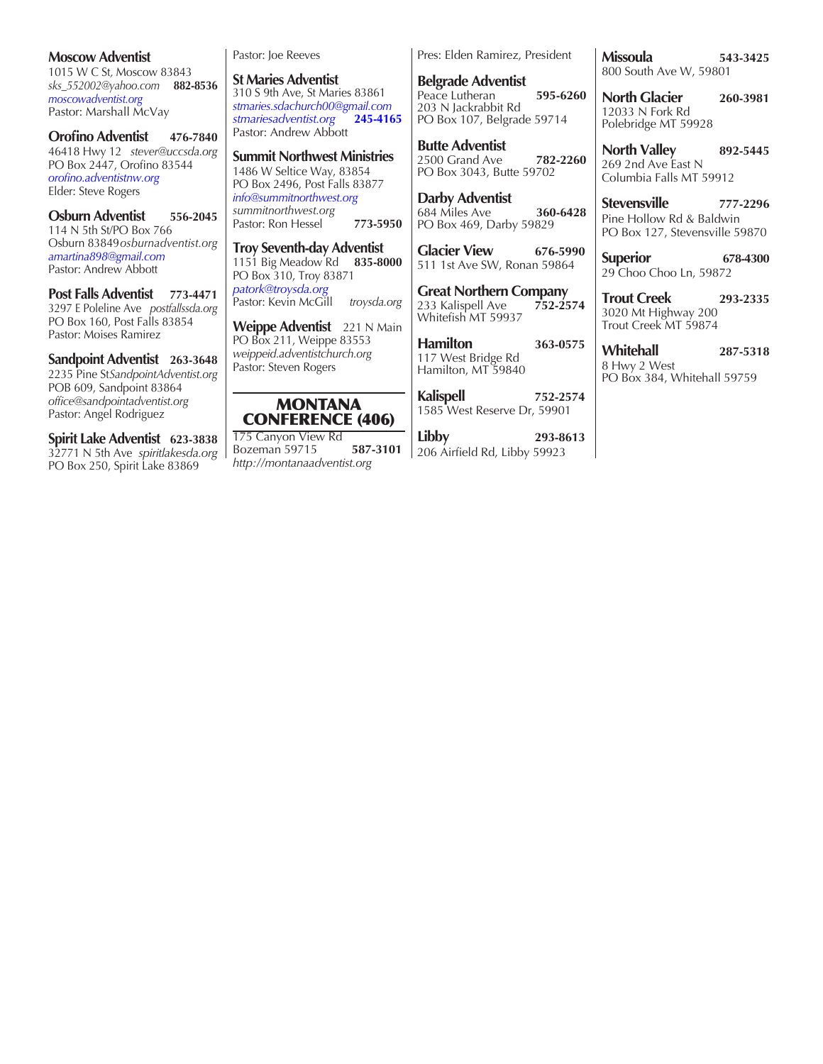**Moscow Adventist**
1015 W C St, Moscow 83843
*sks_552002@yahoo.com* **882-8536**
*moscowadventist.org*
Pastor: Marshall McVay

**Orofino Adventist** **476-7840**
46418 Hwy 12 *stever@uccsda.org*
PO Box 2447, Orofino 83544
*orofino.adventistnw.org*
Elder: Steve Rogers

**Osburn Adventist** **556-2045**
114 N 5th St/PO Box 766
Osburn 83849*osburnadventist.org*
*amartina898@gmail.com*
Pastor: Andrew Abbott

**Post Falls Adventist** **773-4471**
3297 E Poleline Ave *postfallssda.org*
PO Box 160, Post Falls 83854
Pastor: Moises Ramirez

**Sandpoint Adventist** **263-3648**
2235 Pine St*SandpointAdventist.org*
POB 609, Sandpoint 83864
*office@sandpointadventist.org*
Pastor: Angel Rodriguez

**Spirit Lake Adventist** **623-3838**
32771 N 5th Ave *spiritlakesda.org*
PO Box 250, Spirit Lake 83869
Pastor: Joe Reeves

**St Maries Adventist**
310 S 9th Ave, St Maries 83861
*stmaries.sdachurch00@gmail.com*
*stmariesadventist.org* **245-4165**
Pastor: Andrew Abbott

**Summit Northwest Ministries**
1486 W Seltice Way, 83854
PO Box 2496, Post Falls 83877
*info@summitnorthwest.org*
*summitnorthwest.org*
Pastor: Ron Hessel **773-5950**

**Troy Seventh-day Adventist**
1151 Big Meadow Rd **835-8000**
PO Box 310, Troy 83871
*patork@troysda.org*
Pastor: Kevin McGill *troysda.org*

**Weippe Adventist** 221 N Main
PO Box 211, Weippe 83553
*weippeid.adventistchurch.org*
Pastor: Steven Rogers

## MONTANA CONFERENCE (406)

175 Canyon View Rd
Bozeman 59715 **587-3101**
*http://montanaadventist.org*
Pres: Elden Ramirez, President

**Belgrade Adventist**
Peace Lutheran **595-6260**
203 N Jackrabbit Rd
PO Box 107, Belgrade 59714

**Butte Adventist**
2500 Grand Ave **782-2260**
PO Box 3043, Butte 59702

**Darby Adventist**
684 Miles Ave **360-6428**
PO Box 469, Darby 59829

**Glacier View** **676-5990**
511 1st Ave SW, Ronan 59864

**Great Northern Company**
233 Kalispell Ave **752-2574**
Whitefish MT 59937

**Hamilton** **363-0575**
117 West Bridge Rd
Hamilton, MT 59840

**Kalispell** **752-2574**
1585 West Reserve Dr, 59901

**Libby** **293-8613**
206 Airfield Rd, Libby 59923

**Missoula** **543-3425**
800 South Ave W, 59801

**North Glacier** **260-3981**
12033 N Fork Rd
Polebridge MT 59928

**North Valley** **892-5445**
269 2nd Ave East N
Columbia Falls MT 59912

**Stevensville** **777-2296**
Pine Hollow Rd & Baldwin
PO Box 127, Stevensville 59870

**Superior** **678-4300**
29 Choo Choo Ln, 59872

**Trout Creek** **293-2335**
3020 Mt Highway 200
Trout Creek MT 59874

**Whitehall** **287-5318**
8 Hwy 2 West
PO Box 384, Whitehall 59759